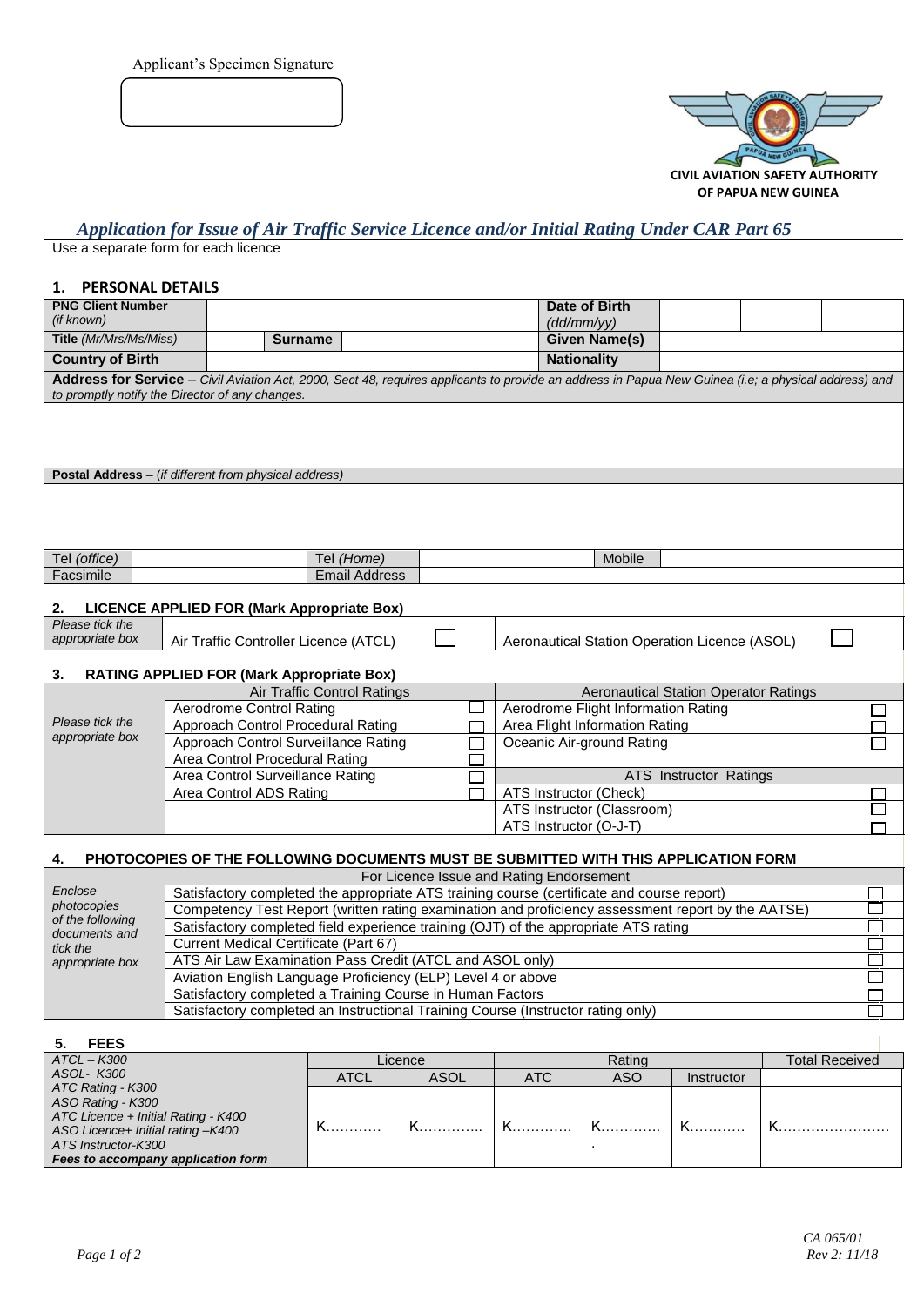Applicant's Specimen Signature

CIVIL AVIATION SAFETY AUTHORITY OF PAPUA NEW GUINEA

# *Application for Issue of Air Traffic Service Licence and/or Initial Rating Under CAR Part 65*

Use a separate form for each licence

## 1. PERSONAL DETAILS

| **PNG Client Number** *(if known)* | | | | **Date of Birth** *(dd/mm/yy)* | | | |
|---|---|---|---|---|---|---|---|
| **Title** *(Mr/Mrs/Ms/Miss)* | | **Surname** | | **Given Name(s)** | | | |
| **Country of Birth** | | | | **Nationality** | | | |

**Address for Service** – *Civil Aviation Act, 2000, Sect 48, requires applicants to provide an address in Papua New Guinea (i.e; a physical address) and to promptly notify the Director of any changes.*

**Postal Address** – (*if different from physical address)*

| Tel *(office)* | | Tel *(Home)* | | Mobile | |
|---|---|---|---|---|---|
| Facsimile | | Email Address | | | |

## 2. LICENCE APPLIED FOR (Mark Appropriate Box)

| *Please tick the appropriate box* | Air Traffic Controller Licence (ATCL) | ☐ | Aeronautical Station Operation Licence (ASOL) | ☐ |
|---|---|---|---|---|

## 3. RATING APPLIED FOR (Mark Appropriate Box)

| | Air Traffic Control Ratings | | Aeronautical Station Operator Ratings | |
|---|---|---|---|---|
| *Please tick the appropriate box* | Aerodrome Control Rating | ☐ | Aerodrome Flight Information Rating | ☐ |
| | Approach Control Procedural Rating | ☐ | Area Flight Information Rating | ☐ |
| | Approach Control Surveillance Rating | ☐ | Oceanic Air-ground Rating | ☐ |
| | Area Control Procedural Rating | ☐ | | |
| | Area Control Surveillance Rating | ☐ | ATS Instructor Ratings | |
| | Area Control ADS Rating | ☐ | ATS Instructor (Check) | ☐ |
| | | | ATS Instructor (Classroom) | ☐ |
| | | | ATS Instructor (O-J-T) | ☐ |

## 4. PHOTOCOPIES OF THE FOLLOWING DOCUMENTS MUST BE SUBMITTED WITH THIS APPLICATION FORM

| | For Licence Issue and Rating Endorsement | |
|---|---|---|
| *Enclose photocopies of the following documents and tick the appropriate box* | Satisfactory completed the appropriate ATS training course (certificate and course report) | ☐ |
| | Competency Test Report (written rating examination and proficiency assessment report by the AATSE) | ☐ |
| | Satisfactory completed field experience training (OJT) of the appropriate ATS rating | ☐ |
| | Current Medical Certificate (Part 67) | ☐ |
| | ATS Air Law Examination Pass Credit (ATCL and ASOL only) | ☐ |
| | Aviation English Language Proficiency (ELP) Level 4 or above | ☐ |
| | Satisfactory completed a Training Course in Human Factors | ☐ |
| | Satisfactory completed an Instructional Training Course (Instructor rating only) | ☐ |

## 5. FEES

| *ATCL – K300* *ASOL- K300* *ATC Rating - K300* *ASO Rating - K300* *ATC Licence + Initial Rating - K400* *ASO Licence+ Initial rating –K400* *ATS Instructor-K300* ***Fees to accompany application form*** | Licence | | Rating | | | Total Received |
|---|---|---|---|---|---|---|
| | ATCL | ASOL | ATC | ASO | Instructor | |
| | K………… | K………….. | K…………. | K…………. | K……….. | K…………………… |

CA 065/01
Rev 2: 11/18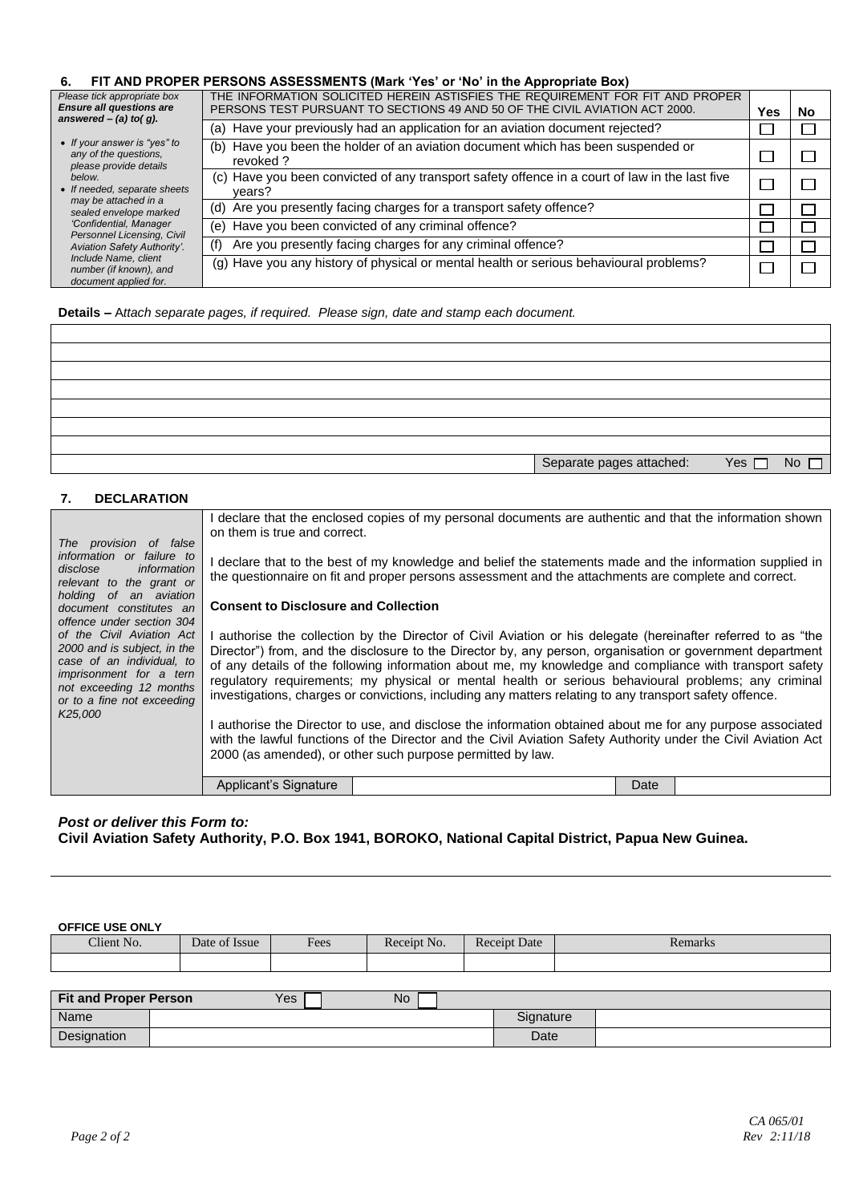## 6. FIT AND PROPER PERSONS ASSESSMENTS (Mark 'Yes' or 'No' in the Appropriate Box)

| *Please tick appropriate box* ***Ensure all questions are answered – (a) to( g).*** | THE INFORMATION SOLICITED HEREIN ASTISFIES THE REQUIREMENT FOR FIT AND PROPER PERSONS TEST PURSUANT TO SECTIONS 49 AND 50 OF THE CIVIL AVIATION ACT 2000. | Yes | No |
|---|---|---|---|
| • *If your answer is "yes" to any of the questions, please provide details below.* • *If needed, separate sheets may be attached in a sealed envelope marked 'Confidential, Manager Personnel Licensing, Civil Aviation Safety Authority'. Include Name, client number (if known), and document applied for.* | (a) Have your previously had an application for an aviation document rejected? | ☐ | ☐ |
| | (b) Have you been the holder of an aviation document which has been suspended or revoked ? | ☐ | ☐ |
| | (c) Have you been convicted of any transport safety offence in a court of law in the last five years? | ☐ | ☐ |
| | (d) Are you presently facing charges for a transport safety offence? | ☐ | ☐ |
| | (e) Have you been convicted of any criminal offence? | ☐ | ☐ |
| | (f) Are you presently facing charges for any criminal offence? | ☐ | ☐ |
| | (g) Have you any history of physical or mental health or serious behavioural problems? | ☐ | ☐ |

**Details –** *Attach separate pages, if required. Please sign, date and stamp each document.*

| |
|---|
| |
| |
| |
| |
| |
| |
| |
| Separate pages attached: Yes ☐ No ☐ |

## 7. DECLARATION

| | |
|---|---|
| *The provision of false information or failure to disclose information relevant to the grant or holding of an aviation document constitutes an offence under section 304 of the Civil Aviation Act 2000 and is subject, in the case of an individual, to imprisonment for a tern not exceeding 12 months or to a fine not exceeding K25,000* | I declare that the enclosed copies of my personal documents are authentic and that the information shown on them is true and correct.<br><br>I declare that to the best of my knowledge and belief the statements made and the information supplied in the questionnaire on fit and proper persons assessment and the attachments are complete and correct.<br><br>**Consent to Disclosure and Collection**<br><br>I authorise the collection by the Director of Civil Aviation or his delegate (hereinafter referred to as "the Director") from, and the disclosure to the Director by, any person, organisation or government department of any details of the following information about me, my knowledge and compliance with transport safety regulatory requirements; my physical or mental health or serious behavioural problems; any criminal investigations, charges or convictions, including any matters relating to any transport safety offence.<br><br>I authorise the Director to use, and disclose the information obtained about me for any purpose associated with the lawful functions of the Director and the Civil Aviation Safety Authority under the Civil Aviation Act 2000 (as amended), or other such purpose permitted by law. |
| | Applicant's Signature: ____________ Date: ____________ |

***Post or deliver this Form to:***
**Civil Aviation Safety Authority, P.O. Box 1941, BOROKO, National Capital District, Papua New Guinea.**

**OFFICE USE ONLY**

| Client No. | Date of Issue | Fees | Receipt No. | Receipt Date | Remarks |
|---|---|---|---|---|---|
| | | | | | |

| Fit and Proper Person | Yes ☐ No ☐ | | |
|---|---|---|---|
| Name | | Signature | |
| Designation | | Date | |

*CA 065/01*
*Rev 2:11/18*